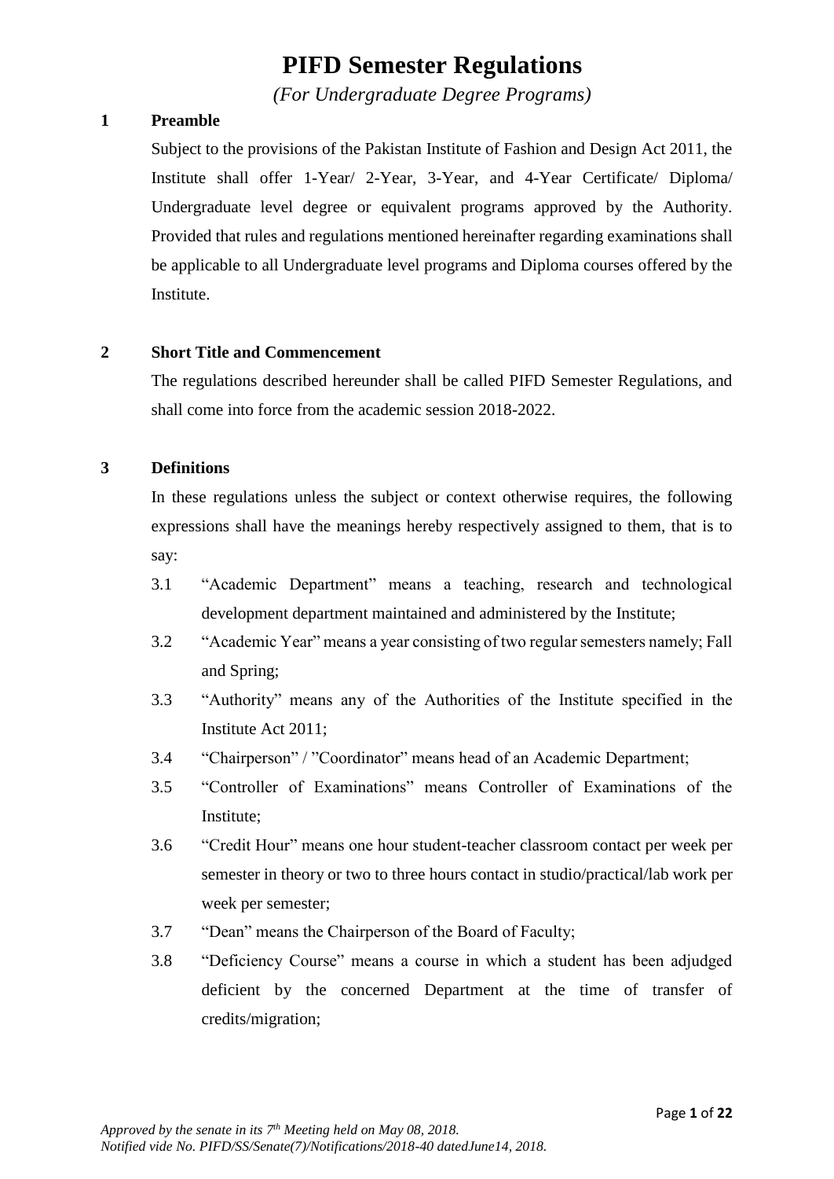# PIFD Semester Regulations

*(For Undergraduate Degree Programs)*

## 1 Preamble

Subject to the provisions of the Pakistan Institute of Fashion and Design Act 2011, the Institute shall offer 1-Year/ 2-Year, 3-Year, and 4-Year Certificate/ Diploma/ Undergraduate level degree or equivalent programs approved by the Authority. Provided that rules and regulations mentioned hereinafter regarding examinations shall be applicable to all Undergraduate level programs and Diploma courses offered by the Institute.

## 2 Short Title and Commencement

The regulations described hereunder shall be called PIFD Semester Regulations, and shall come into force from the academic session 2018-2022.

## 3 Definitions

In these regulations unless the subject or context otherwise requires, the following expressions shall have the meanings hereby respectively assigned to them, that is to say:

3.1 "Academic Department" means a teaching, research and technological development department maintained and administered by the Institute;

3.2 "Academic Year" means a year consisting of two regular semesters namely; Fall and Spring;

3.3 "Authority" means any of the Authorities of the Institute specified in the Institute Act 2011;

3.4 "Chairperson" / "Coordinator" means head of an Academic Department;

3.5 "Controller of Examinations" means Controller of Examinations of the Institute;

3.6 "Credit Hour" means one hour student-teacher classroom contact per week per semester in theory or two to three hours contact in studio/practical/lab work per week per semester;

3.7 "Dean" means the Chairperson of the Board of Faculty;

3.8 "Deficiency Course" means a course in which a student has been adjudged deficient by the concerned Department at the time of transfer of credits/migration;

*Approved by the senate in its 7th Meeting held on May 08, 2018.*
*Notified vide No. PIFD/SS/Senate(7)/Notifications/2018-40 datedJune14, 2018.*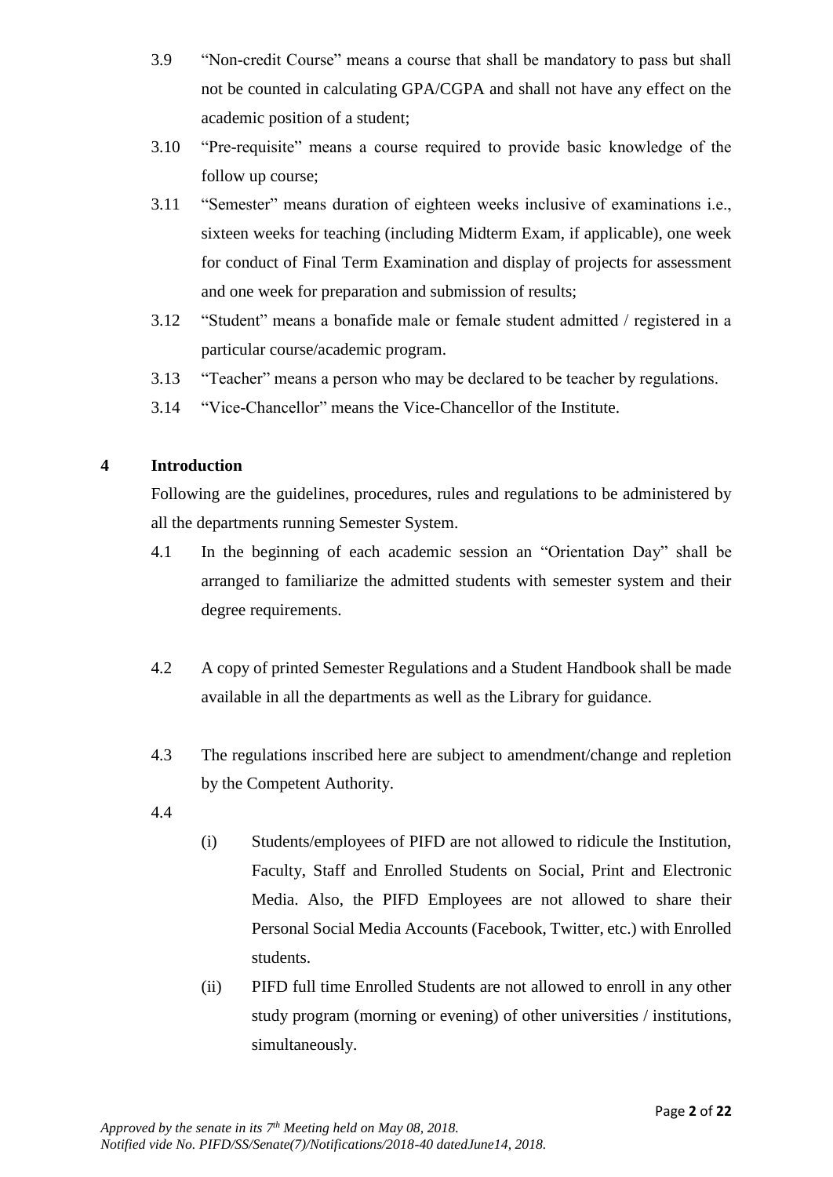3.9 "Non-credit Course" means a course that shall be mandatory to pass but shall not be counted in calculating GPA/CGPA and shall not have any effect on the academic position of a student;

3.10 "Pre-requisite" means a course required to provide basic knowledge of the follow up course;

3.11 "Semester" means duration of eighteen weeks inclusive of examinations i.e., sixteen weeks for teaching (including Midterm Exam, if applicable), one week for conduct of Final Term Examination and display of projects for assessment and one week for preparation and submission of results;

3.12 "Student" means a bonafide male or female student admitted / registered in a particular course/academic program.

3.13 "Teacher" means a person who may be declared to be teacher by regulations.

3.14 "Vice-Chancellor" means the Vice-Chancellor of the Institute.

## 4 Introduction

Following are the guidelines, procedures, rules and regulations to be administered by all the departments running Semester System.

4.1 In the beginning of each academic session an "Orientation Day" shall be arranged to familiarize the admitted students with semester system and their degree requirements.

4.2 A copy of printed Semester Regulations and a Student Handbook shall be made available in all the departments as well as the Library for guidance.

4.3 The regulations inscribed here are subject to amendment/change and repletion by the Competent Authority.

4.4

(i) Students/employees of PIFD are not allowed to ridicule the Institution, Faculty, Staff and Enrolled Students on Social, Print and Electronic Media. Also, the PIFD Employees are not allowed to share their Personal Social Media Accounts (Facebook, Twitter, etc.) with Enrolled students.

(ii) PIFD full time Enrolled Students are not allowed to enroll in any other study program (morning or evening) of other universities / institutions, simultaneously.

*Approved by the senate in its 7th Meeting held on May 08, 2018.*
*Notified vide No. PIFD/SS/Senate(7)/Notifications/2018-40 datedJune14, 2018.*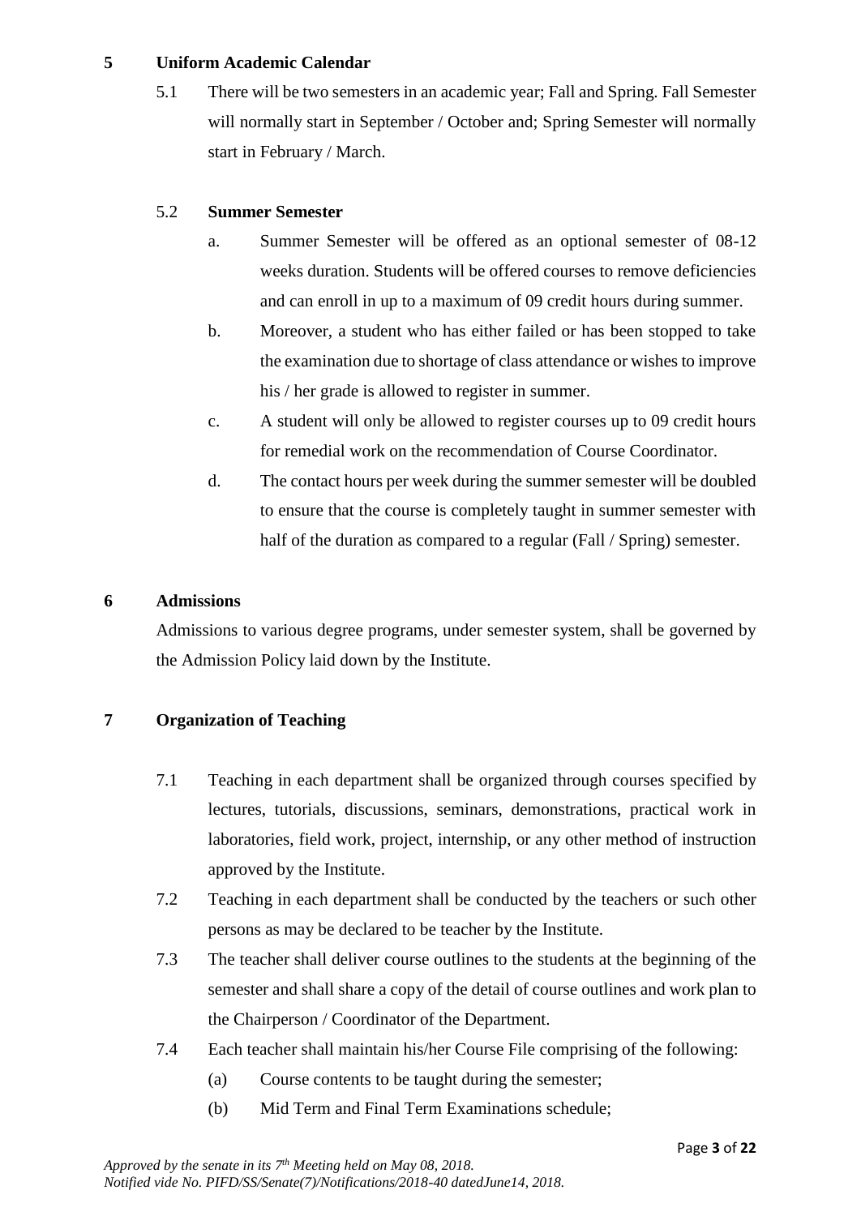## 5 Uniform Academic Calendar

5.1 There will be two semesters in an academic year; Fall and Spring. Fall Semester will normally start in September / October and; Spring Semester will normally start in February / March.

### 5.2 Summer Semester

a. Summer Semester will be offered as an optional semester of 08-12 weeks duration. Students will be offered courses to remove deficiencies and can enroll in up to a maximum of 09 credit hours during summer.

b. Moreover, a student who has either failed or has been stopped to take the examination due to shortage of class attendance or wishes to improve his / her grade is allowed to register in summer.

c. A student will only be allowed to register courses up to 09 credit hours for remedial work on the recommendation of Course Coordinator.

d. The contact hours per week during the summer semester will be doubled to ensure that the course is completely taught in summer semester with half of the duration as compared to a regular (Fall / Spring) semester.

## 6 Admissions

Admissions to various degree programs, under semester system, shall be governed by the Admission Policy laid down by the Institute.

## 7 Organization of Teaching

7.1 Teaching in each department shall be organized through courses specified by lectures, tutorials, discussions, seminars, demonstrations, practical work in laboratories, field work, project, internship, or any other method of instruction approved by the Institute.

7.2 Teaching in each department shall be conducted by the teachers or such other persons as may be declared to be teacher by the Institute.

7.3 The teacher shall deliver course outlines to the students at the beginning of the semester and shall share a copy of the detail of course outlines and work plan to the Chairperson / Coordinator of the Department.

7.4 Each teacher shall maintain his/her Course File comprising of the following:

(a) Course contents to be taught during the semester;

(b) Mid Term and Final Term Examinations schedule;

*Approved by the senate in its 7th Meeting held on May 08, 2018.*
*Notified vide No. PIFD/SS/Senate(7)/Notifications/2018-40 datedJune14, 2018.*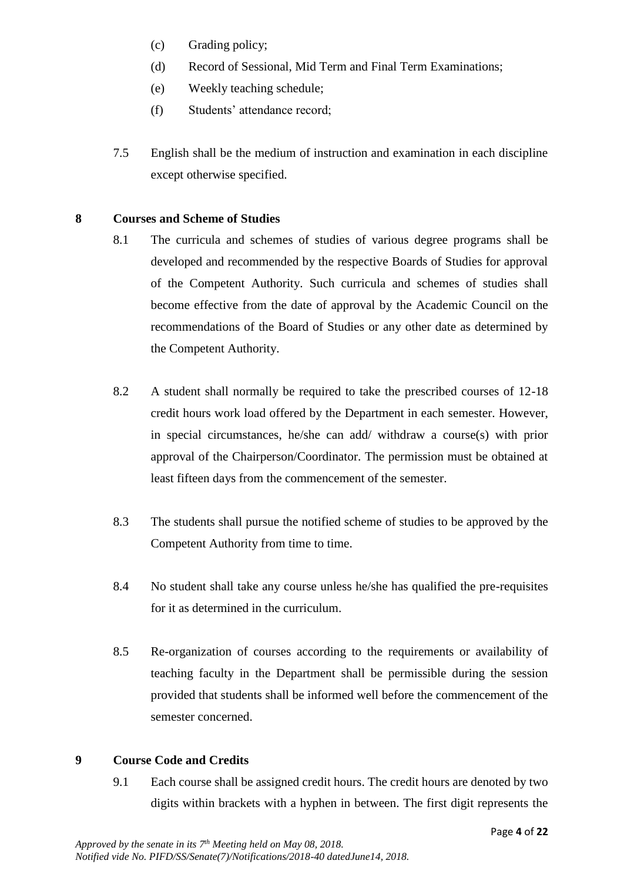(c) Grading policy;

(d) Record of Sessional, Mid Term and Final Term Examinations;

(e) Weekly teaching schedule;

(f) Students' attendance record;

7.5 English shall be the medium of instruction and examination in each discipline except otherwise specified.

## 8 Courses and Scheme of Studies

8.1 The curricula and schemes of studies of various degree programs shall be developed and recommended by the respective Boards of Studies for approval of the Competent Authority. Such curricula and schemes of studies shall become effective from the date of approval by the Academic Council on the recommendations of the Board of Studies or any other date as determined by the Competent Authority.

8.2 A student shall normally be required to take the prescribed courses of 12-18 credit hours work load offered by the Department in each semester. However, in special circumstances, he/she can add/ withdraw a course(s) with prior approval of the Chairperson/Coordinator. The permission must be obtained at least fifteen days from the commencement of the semester.

8.3 The students shall pursue the notified scheme of studies to be approved by the Competent Authority from time to time.

8.4 No student shall take any course unless he/she has qualified the pre-requisites for it as determined in the curriculum.

8.5 Re-organization of courses according to the requirements or availability of teaching faculty in the Department shall be permissible during the session provided that students shall be informed well before the commencement of the semester concerned.

## 9 Course Code and Credits

9.1 Each course shall be assigned credit hours. The credit hours are denoted by two digits within brackets with a hyphen in between. The first digit represents the

*Approved by the senate in its 7th Meeting held on May 08, 2018.*
*Notified vide No. PIFD/SS/Senate(7)/Notifications/2018-40 datedJune14, 2018.*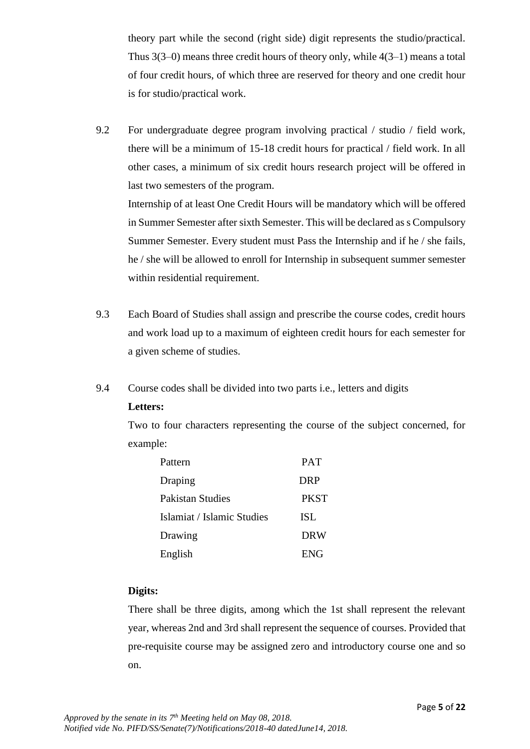theory part while the second (right side) digit represents the studio/practical. Thus 3(3–0) means three credit hours of theory only, while 4(3–1) means a total of four credit hours, of which three are reserved for theory and one credit hour is for studio/practical work.

9.2 For undergraduate degree program involving practical / studio / field work, there will be a minimum of 15-18 credit hours for practical / field work. In all other cases, a minimum of six credit hours research project will be offered in last two semesters of the program.

Internship of at least One Credit Hours will be mandatory which will be offered in Summer Semester after sixth Semester. This will be declared as s Compulsory Summer Semester. Every student must Pass the Internship and if he / she fails, he / she will be allowed to enroll for Internship in subsequent summer semester within residential requirement.

9.3 Each Board of Studies shall assign and prescribe the course codes, credit hours and work load up to a maximum of eighteen credit hours for each semester for a given scheme of studies.

9.4 Course codes shall be divided into two parts i.e., letters and digits

**Letters:**

Two to four characters representing the course of the subject concerned, for example:

| | |
|---|---|
| Pattern | PAT |
| Draping | DRP |
| Pakistan Studies | PKST |
| Islamiat / Islamic Studies | ISL |
| Drawing | DRW |
| English | ENG |

**Digits:**

There shall be three digits, among which the 1st shall represent the relevant year, whereas 2nd and 3rd shall represent the sequence of courses. Provided that pre-requisite course may be assigned zero and introductory course one and so on.

*Approved by the senate in its 7th Meeting held on May 08, 2018.*
*Notified vide No. PIFD/SS/Senate(7)/Notifications/2018-40 datedJune14, 2018.*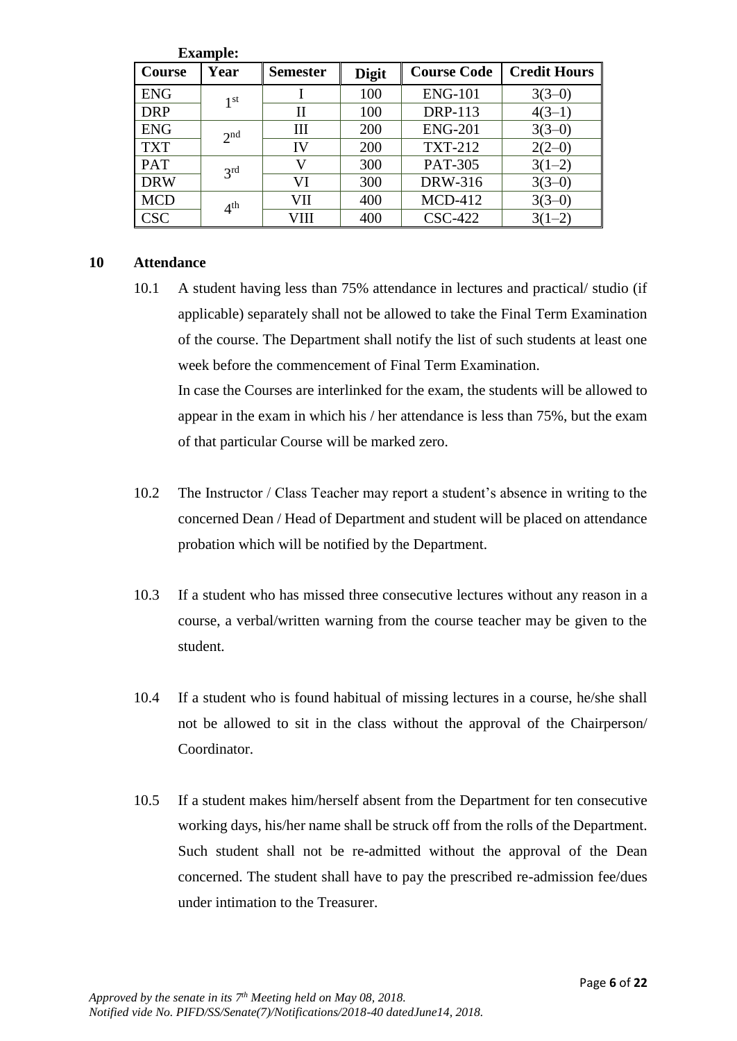**Example:**

| Course | Year | Semester | Digit | Course Code | Credit Hours |
|---|---|---|---|---|---|
| ENG | 1st | I | 100 | ENG-101 | 3(3–0) |
| DRP | | II | 100 | DRP-113 | 4(3–1) |
| ENG | 2nd | III | 200 | ENG-201 | 3(3–0) |
| TXT | | IV | 200 | TXT-212 | 2(2–0) |
| PAT | 3rd | V | 300 | PAT-305 | 3(1–2) |
| DRW | | VI | 300 | DRW-316 | 3(3–0) |
| MCD | 4th | VII | 400 | MCD-412 | 3(3–0) |
| CSC | | VIII | 400 | CSC-422 | 3(1–2) |

## 10 Attendance

10.1 A student having less than 75% attendance in lectures and practical/ studio (if applicable) separately shall not be allowed to take the Final Term Examination of the course. The Department shall notify the list of such students at least one week before the commencement of Final Term Examination.

In case the Courses are interlinked for the exam, the students will be allowed to appear in the exam in which his / her attendance is less than 75%, but the exam of that particular Course will be marked zero.

10.2 The Instructor / Class Teacher may report a student's absence in writing to the concerned Dean / Head of Department and student will be placed on attendance probation which will be notified by the Department.

10.3 If a student who has missed three consecutive lectures without any reason in a course, a verbal/written warning from the course teacher may be given to the student.

10.4 If a student who is found habitual of missing lectures in a course, he/she shall not be allowed to sit in the class without the approval of the Chairperson/ Coordinator.

10.5 If a student makes him/herself absent from the Department for ten consecutive working days, his/her name shall be struck off from the rolls of the Department. Such student shall not be re-admitted without the approval of the Dean concerned. The student shall have to pay the prescribed re-admission fee/dues under intimation to the Treasurer.

*Approved by the senate in its 7th Meeting held on May 08, 2018.*
*Notified vide No. PIFD/SS/Senate(7)/Notifications/2018-40 datedJune14, 2018.*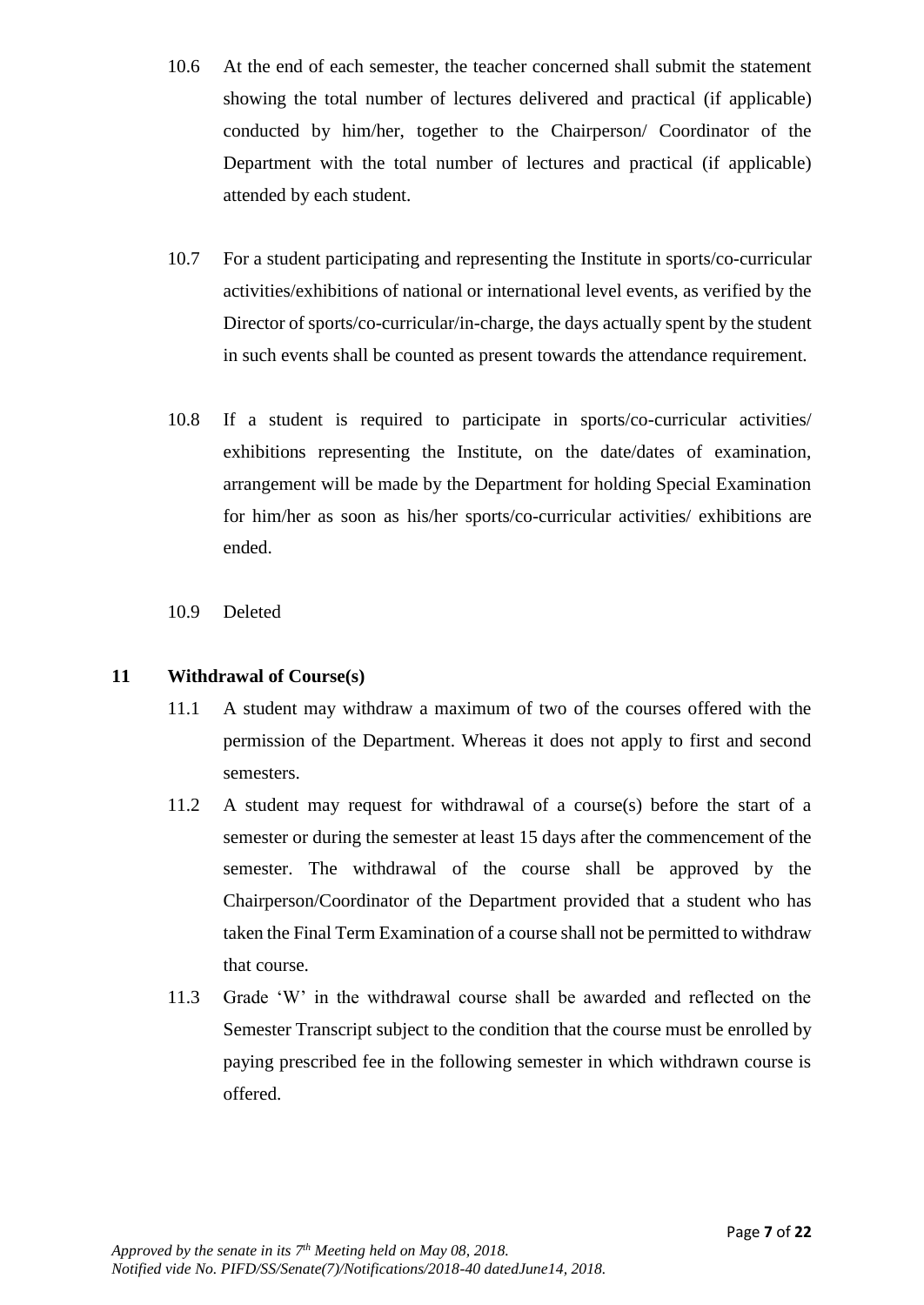10.6 At the end of each semester, the teacher concerned shall submit the statement showing the total number of lectures delivered and practical (if applicable) conducted by him/her, together to the Chairperson/ Coordinator of the Department with the total number of lectures and practical (if applicable) attended by each student.

10.7 For a student participating and representing the Institute in sports/co-curricular activities/exhibitions of national or international level events, as verified by the Director of sports/co-curricular/in-charge, the days actually spent by the student in such events shall be counted as present towards the attendance requirement.

10.8 If a student is required to participate in sports/co-curricular activities/ exhibitions representing the Institute, on the date/dates of examination, arrangement will be made by the Department for holding Special Examination for him/her as soon as his/her sports/co-curricular activities/ exhibitions are ended.

10.9 Deleted

## 11 Withdrawal of Course(s)

11.1 A student may withdraw a maximum of two of the courses offered with the permission of the Department. Whereas it does not apply to first and second semesters.

11.2 A student may request for withdrawal of a course(s) before the start of a semester or during the semester at least 15 days after the commencement of the semester. The withdrawal of the course shall be approved by the Chairperson/Coordinator of the Department provided that a student who has taken the Final Term Examination of a course shall not be permitted to withdraw that course.

11.3 Grade 'W' in the withdrawal course shall be awarded and reflected on the Semester Transcript subject to the condition that the course must be enrolled by paying prescribed fee in the following semester in which withdrawn course is offered.

*Approved by the senate in its 7th Meeting held on May 08, 2018.*
*Notified vide No. PIFD/SS/Senate(7)/Notifications/2018-40 datedJune14, 2018.*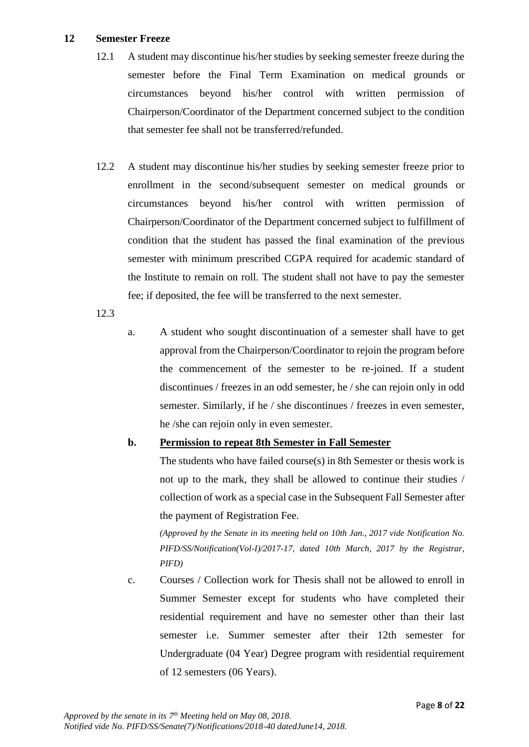## 12 Semester Freeze

12.1 A student may discontinue his/her studies by seeking semester freeze during the semester before the Final Term Examination on medical grounds or circumstances beyond his/her control with written permission of Chairperson/Coordinator of the Department concerned subject to the condition that semester fee shall not be transferred/refunded.

12.2 A student may discontinue his/her studies by seeking semester freeze prior to enrollment in the second/subsequent semester on medical grounds or circumstances beyond his/her control with written permission of Chairperson/Coordinator of the Department concerned subject to fulfillment of condition that the student has passed the final examination of the previous semester with minimum prescribed CGPA required for academic standard of the Institute to remain on roll. The student shall not have to pay the semester fee; if deposited, the fee will be transferred to the next semester.

12.3

a. A student who sought discontinuation of a semester shall have to get approval from the Chairperson/Coordinator to rejoin the program before the commencement of the semester to be re-joined. If a student discontinues / freezes in an odd semester, he / she can rejoin only in odd semester. Similarly, if he / she discontinues / freezes in even semester, he /she can rejoin only in even semester.

**b. <u>Permission to repeat 8th Semester in Fall Semester</u>**

The students who have failed course(s) in 8th Semester or thesis work is not up to the mark, they shall be allowed to continue their studies / collection of work as a special case in the Subsequent Fall Semester after the payment of Registration Fee.

*(Approved by the Senate in its meeting held on 10th Jan., 2017 vide Notification No. PIFD/SS/Notification(Vol-I)/2017-17, dated 10th March, 2017 by the Registrar, PIFD)*

c. Courses / Collection work for Thesis shall not be allowed to enroll in Summer Semester except for students who have completed their residential requirement and have no semester other than their last semester i.e. Summer semester after their 12th semester for Undergraduate (04 Year) Degree program with residential requirement of 12 semesters (06 Years).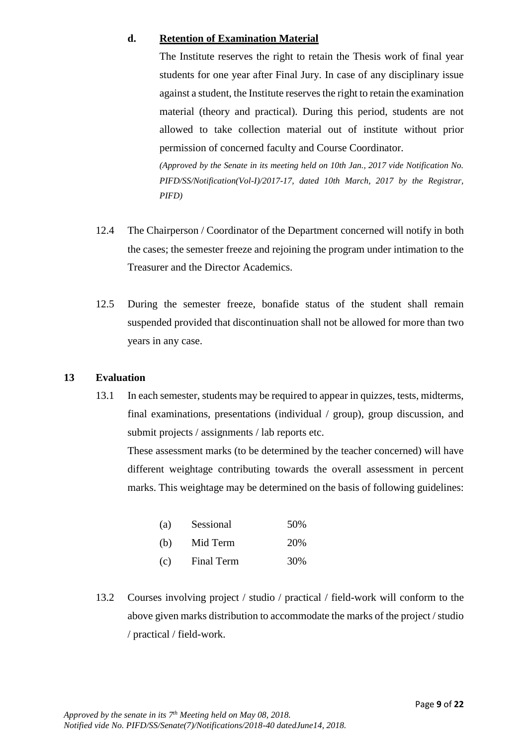**d. Retention of Examination Material**

The Institute reserves the right to retain the Thesis work of final year students for one year after Final Jury. In case of any disciplinary issue against a student, the Institute reserves the right to retain the examination material (theory and practical). During this period, students are not allowed to take collection material out of institute without prior permission of concerned faculty and Course Coordinator.

*(Approved by the Senate in its meeting held on 10th Jan., 2017 vide Notification No. PIFD/SS/Notification(Vol-I)/2017-17, dated 10th March, 2017 by the Registrar, PIFD)*

12.4 The Chairperson / Coordinator of the Department concerned will notify in both the cases; the semester freeze and rejoining the program under intimation to the Treasurer and the Director Academics.

12.5 During the semester freeze, bonafide status of the student shall remain suspended provided that discontinuation shall not be allowed for more than two years in any case.

## 13 Evaluation

13.1 In each semester, students may be required to appear in quizzes, tests, midterms, final examinations, presentations (individual / group), group discussion, and submit projects / assignments / lab reports etc.

These assessment marks (to be determined by the teacher concerned) will have different weightage contributing towards the overall assessment in percent marks. This weightage may be determined on the basis of following guidelines:

| | | |
|---|---|---|
| (a) | Sessional | 50% |
| (b) | Mid Term | 20% |
| (c) | Final Term | 30% |

13.2 Courses involving project / studio / practical / field-work will conform to the above given marks distribution to accommodate the marks of the project / studio / practical / field-work.

*Approved by the senate in its 7th Meeting held on May 08, 2018.*
*Notified vide No. PIFD/SS/Senate(7)/Notifications/2018-40 datedJune14, 2018.*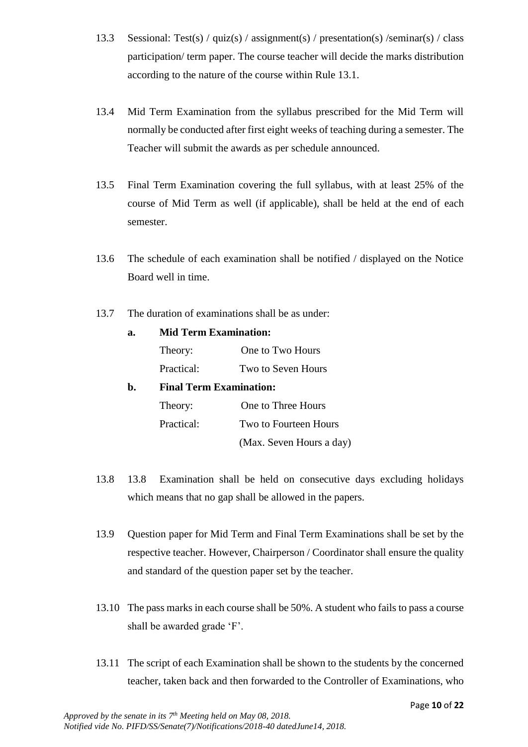13.3 Sessional: Test(s) / quiz(s) / assignment(s) / presentation(s) /seminar(s) / class participation/ term paper. The course teacher will decide the marks distribution according to the nature of the course within Rule 13.1.

13.4 Mid Term Examination from the syllabus prescribed for the Mid Term will normally be conducted after first eight weeks of teaching during a semester. The Teacher will submit the awards as per schedule announced.

13.5 Final Term Examination covering the full syllabus, with at least 25% of the course of Mid Term as well (if applicable), shall be held at the end of each semester.

13.6 The schedule of each examination shall be notified / displayed on the Notice Board well in time.

13.7 The duration of examinations shall be as under:

**a. Mid Term Examination:**

Theory: One to Two Hours

Practical: Two to Seven Hours

**b. Final Term Examination:**

Theory: One to Three Hours

Practical: Two to Fourteen Hours (Max. Seven Hours a day)

13.8 13.8 Examination shall be held on consecutive days excluding holidays which means that no gap shall be allowed in the papers.

13.9 Question paper for Mid Term and Final Term Examinations shall be set by the respective teacher. However, Chairperson / Coordinator shall ensure the quality and standard of the question paper set by the teacher.

13.10 The pass marks in each course shall be 50%. A student who fails to pass a course shall be awarded grade 'F'.

13.11 The script of each Examination shall be shown to the students by the concerned teacher, taken back and then forwarded to the Controller of Examinations, who

*Approved by the senate in its 7th Meeting held on May 08, 2018.*
*Notified vide No. PIFD/SS/Senate(7)/Notifications/2018-40 datedJune14, 2018.*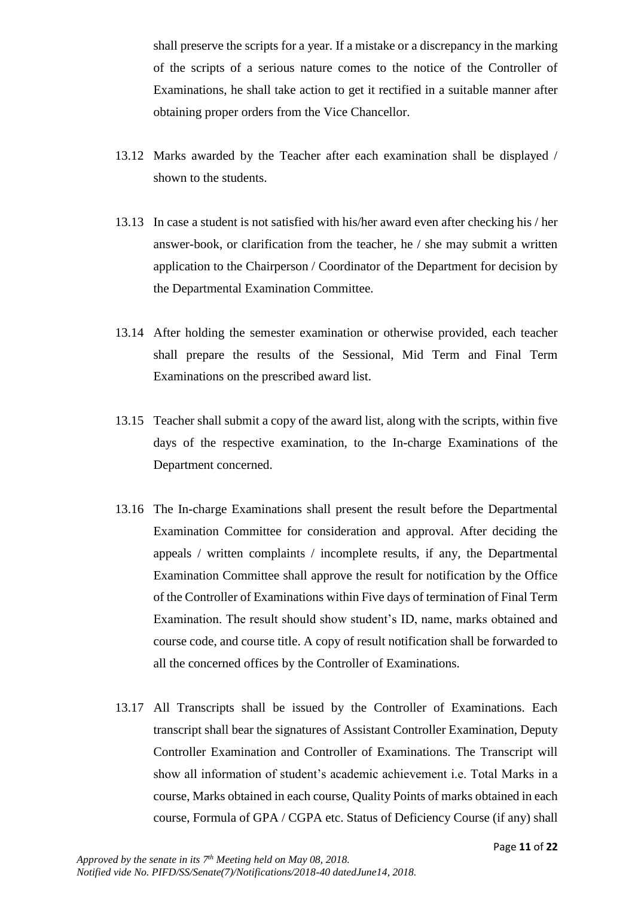shall preserve the scripts for a year. If a mistake or a discrepancy in the marking of the scripts of a serious nature comes to the notice of the Controller of Examinations, he shall take action to get it rectified in a suitable manner after obtaining proper orders from the Vice Chancellor.

13.12 Marks awarded by the Teacher after each examination shall be displayed / shown to the students.

13.13 In case a student is not satisfied with his/her award even after checking his / her answer-book, or clarification from the teacher, he / she may submit a written application to the Chairperson / Coordinator of the Department for decision by the Departmental Examination Committee.

13.14 After holding the semester examination or otherwise provided, each teacher shall prepare the results of the Sessional, Mid Term and Final Term Examinations on the prescribed award list.

13.15 Teacher shall submit a copy of the award list, along with the scripts, within five days of the respective examination, to the In-charge Examinations of the Department concerned.

13.16 The In-charge Examinations shall present the result before the Departmental Examination Committee for consideration and approval. After deciding the appeals / written complaints / incomplete results, if any, the Departmental Examination Committee shall approve the result for notification by the Office of the Controller of Examinations within Five days of termination of Final Term Examination. The result should show student's ID, name, marks obtained and course code, and course title. A copy of result notification shall be forwarded to all the concerned offices by the Controller of Examinations.

13.17 All Transcripts shall be issued by the Controller of Examinations. Each transcript shall bear the signatures of Assistant Controller Examination, Deputy Controller Examination and Controller of Examinations. The Transcript will show all information of student's academic achievement i.e. Total Marks in a course, Marks obtained in each course, Quality Points of marks obtained in each course, Formula of GPA / CGPA etc. Status of Deficiency Course (if any) shall

*Approved by the senate in its 7th Meeting held on May 08, 2018.*
*Notified vide No. PIFD/SS/Senate(7)/Notifications/2018-40 datedJune14, 2018.*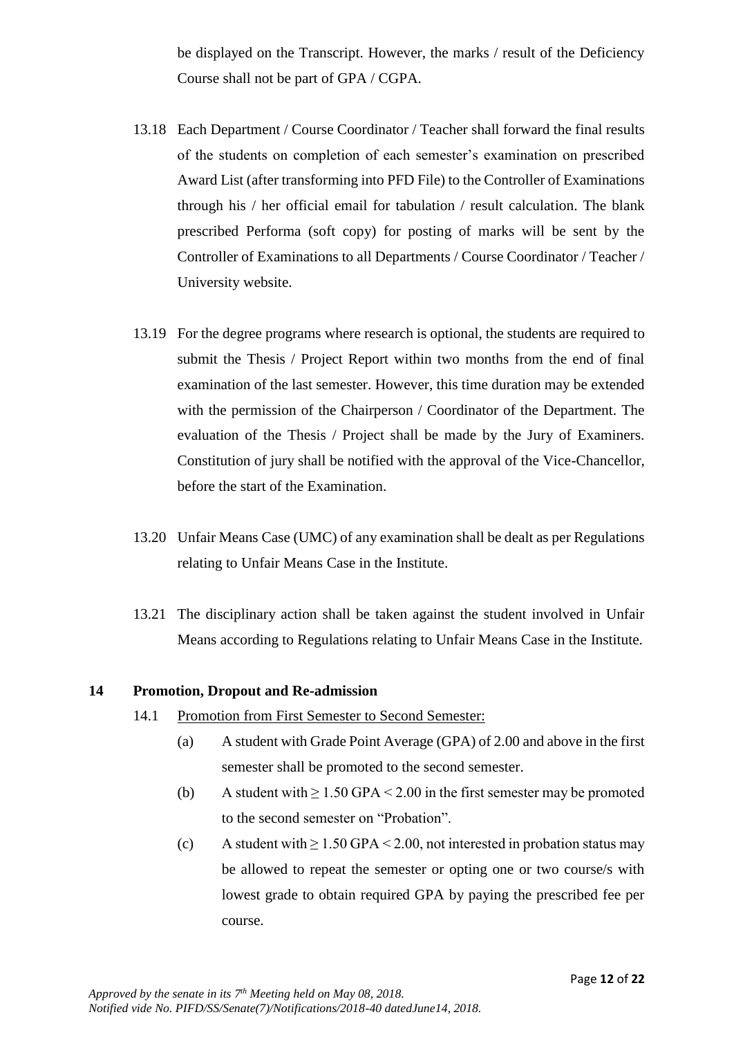be displayed on the Transcript. However, the marks / result of the Deficiency Course shall not be part of GPA / CGPA.

13.18 Each Department / Course Coordinator / Teacher shall forward the final results of the students on completion of each semester's examination on prescribed Award List (after transforming into PFD File) to the Controller of Examinations through his / her official email for tabulation / result calculation. The blank prescribed Performa (soft copy) for posting of marks will be sent by the Controller of Examinations to all Departments / Course Coordinator / Teacher / University website.

13.19 For the degree programs where research is optional, the students are required to submit the Thesis / Project Report within two months from the end of final examination of the last semester. However, this time duration may be extended with the permission of the Chairperson / Coordinator of the Department. The evaluation of the Thesis / Project shall be made by the Jury of Examiners. Constitution of jury shall be notified with the approval of the Vice-Chancellor, before the start of the Examination.

13.20 Unfair Means Case (UMC) of any examination shall be dealt as per Regulations relating to Unfair Means Case in the Institute.

13.21 The disciplinary action shall be taken against the student involved in Unfair Means according to Regulations relating to Unfair Means Case in the Institute.

## 14 Promotion, Dropout and Re-admission

14.1 Promotion from First Semester to Second Semester:

(a) A student with Grade Point Average (GPA) of 2.00 and above in the first semester shall be promoted to the second semester.

(b) A student with ≥ 1.50 GPA < 2.00 in the first semester may be promoted to the second semester on "Probation".

(c) A student with ≥ 1.50 GPA < 2.00, not interested in probation status may be allowed to repeat the semester or opting one or two course/s with lowest grade to obtain required GPA by paying the prescribed fee per course.

*Approved by the senate in its 7th Meeting held on May 08, 2018.*
*Notified vide No. PIFD/SS/Senate(7)/Notifications/2018-40 datedJune14, 2018.*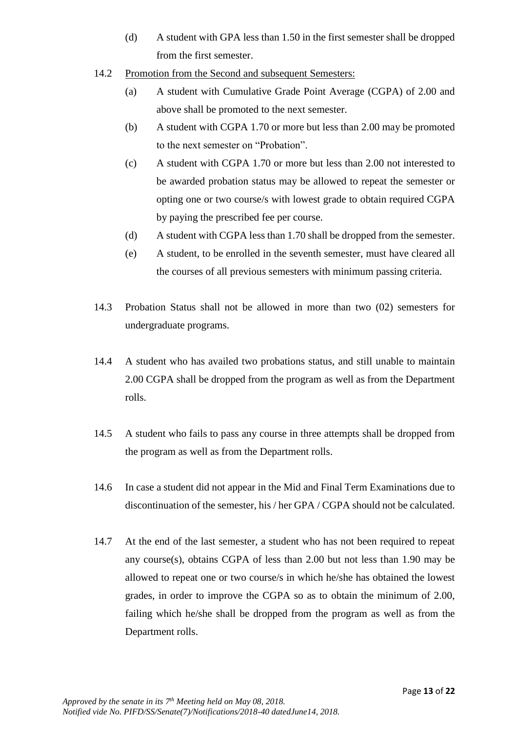(d) A student with GPA less than 1.50 in the first semester shall be dropped from the first semester.

14.2 Promotion from the Second and subsequent Semesters:

(a) A student with Cumulative Grade Point Average (CGPA) of 2.00 and above shall be promoted to the next semester.

(b) A student with CGPA 1.70 or more but less than 2.00 may be promoted to the next semester on "Probation".

(c) A student with CGPA 1.70 or more but less than 2.00 not interested to be awarded probation status may be allowed to repeat the semester or opting one or two course/s with lowest grade to obtain required CGPA by paying the prescribed fee per course.

(d) A student with CGPA less than 1.70 shall be dropped from the semester.

(e) A student, to be enrolled in the seventh semester, must have cleared all the courses of all previous semesters with minimum passing criteria.

14.3 Probation Status shall not be allowed in more than two (02) semesters for undergraduate programs.

14.4 A student who has availed two probations status, and still unable to maintain 2.00 CGPA shall be dropped from the program as well as from the Department rolls.

14.5 A student who fails to pass any course in three attempts shall be dropped from the program as well as from the Department rolls.

14.6 In case a student did not appear in the Mid and Final Term Examinations due to discontinuation of the semester, his / her GPA / CGPA should not be calculated.

14.7 At the end of the last semester, a student who has not been required to repeat any course(s), obtains CGPA of less than 2.00 but not less than 1.90 may be allowed to repeat one or two course/s in which he/she has obtained the lowest grades, in order to improve the CGPA so as to obtain the minimum of 2.00, failing which he/she shall be dropped from the program as well as from the Department rolls.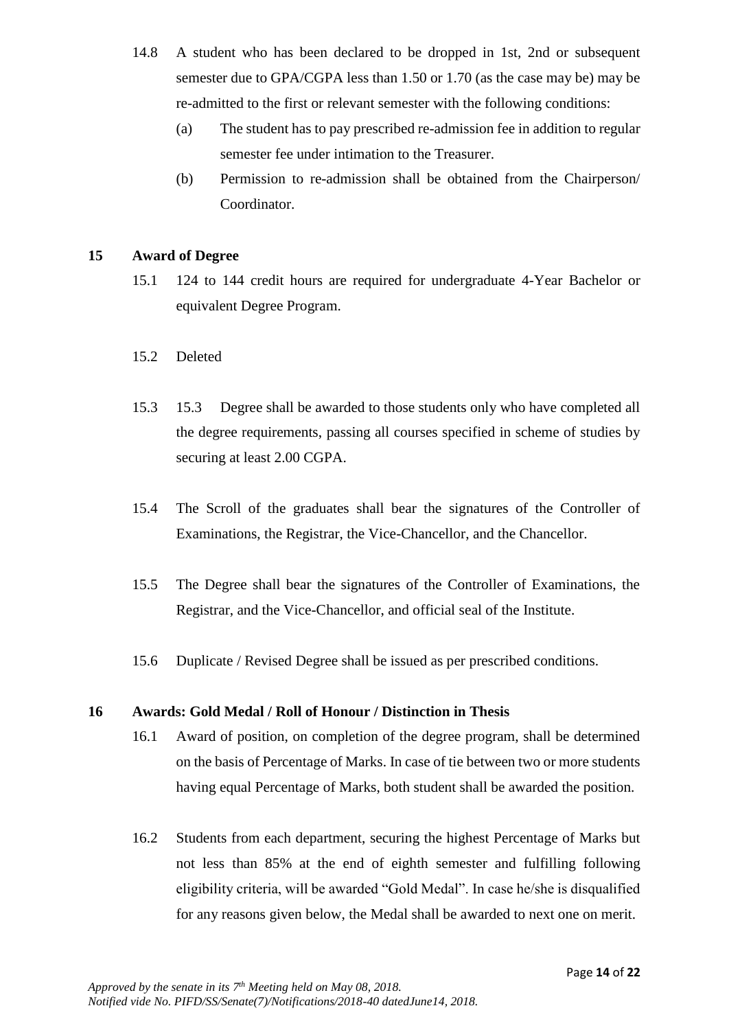14.8 A student who has been declared to be dropped in 1st, 2nd or subsequent semester due to GPA/CGPA less than 1.50 or 1.70 (as the case may be) may be re-admitted to the first or relevant semester with the following conditions:

(a) The student has to pay prescribed re-admission fee in addition to regular semester fee under intimation to the Treasurer.

(b) Permission to re-admission shall be obtained from the Chairperson/ Coordinator.

## 15 Award of Degree

15.1 124 to 144 credit hours are required for undergraduate 4-Year Bachelor or equivalent Degree Program.

15.2 Deleted

15.3 15.3 Degree shall be awarded to those students only who have completed all the degree requirements, passing all courses specified in scheme of studies by securing at least 2.00 CGPA.

15.4 The Scroll of the graduates shall bear the signatures of the Controller of Examinations, the Registrar, the Vice-Chancellor, and the Chancellor.

15.5 The Degree shall bear the signatures of the Controller of Examinations, the Registrar, and the Vice-Chancellor, and official seal of the Institute.

15.6 Duplicate / Revised Degree shall be issued as per prescribed conditions.

## 16 Awards: Gold Medal / Roll of Honour / Distinction in Thesis

16.1 Award of position, on completion of the degree program, shall be determined on the basis of Percentage of Marks. In case of tie between two or more students having equal Percentage of Marks, both student shall be awarded the position.

16.2 Students from each department, securing the highest Percentage of Marks but not less than 85% at the end of eighth semester and fulfilling following eligibility criteria, will be awarded "Gold Medal". In case he/she is disqualified for any reasons given below, the Medal shall be awarded to next one on merit.

*Approved by the senate in its 7th Meeting held on May 08, 2018.*
*Notified vide No. PIFD/SS/Senate(7)/Notifications/2018-40 datedJune14, 2018.*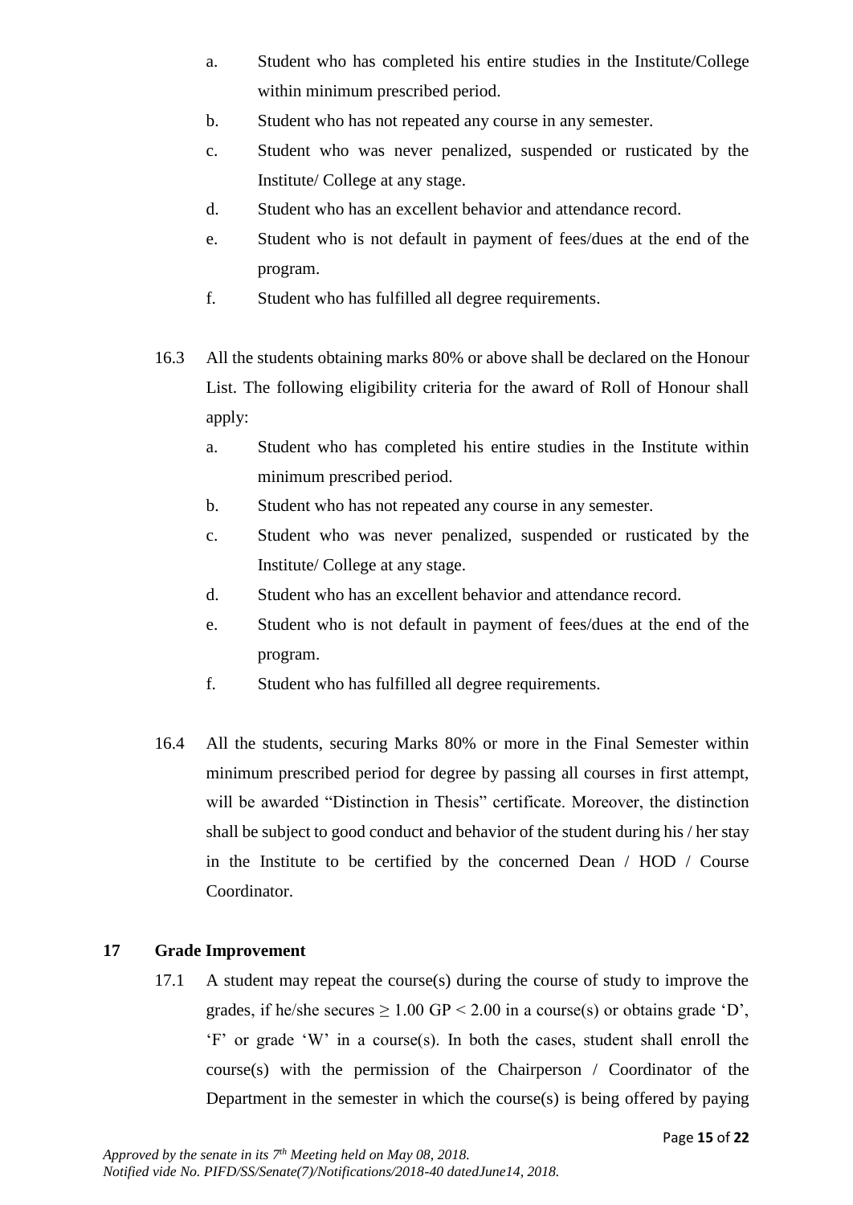a. Student who has completed his entire studies in the Institute/College within minimum prescribed period.
b. Student who has not repeated any course in any semester.
c. Student who was never penalized, suspended or rusticated by the Institute/ College at any stage.
d. Student who has an excellent behavior and attendance record.
e. Student who is not default in payment of fees/dues at the end of the program.
f. Student who has fulfilled all degree requirements.

16.3 All the students obtaining marks 80% or above shall be declared on the Honour List. The following eligibility criteria for the award of Roll of Honour shall apply:

a. Student who has completed his entire studies in the Institute within minimum prescribed period.
b. Student who has not repeated any course in any semester.
c. Student who was never penalized, suspended or rusticated by the Institute/ College at any stage.
d. Student who has an excellent behavior and attendance record.
e. Student who is not default in payment of fees/dues at the end of the program.
f. Student who has fulfilled all degree requirements.

16.4 All the students, securing Marks 80% or more in the Final Semester within minimum prescribed period for degree by passing all courses in first attempt, will be awarded "Distinction in Thesis" certificate. Moreover, the distinction shall be subject to good conduct and behavior of the student during his / her stay in the Institute to be certified by the concerned Dean / HOD / Course Coordinator.

## 17 Grade Improvement

17.1 A student may repeat the course(s) during the course of study to improve the grades, if he/she secures $\geq 1.00$ GP $< 2.00$ in a course(s) or obtains grade 'D', 'F' or grade 'W' in a course(s). In both the cases, student shall enroll the course(s) with the permission of the Chairperson / Coordinator of the Department in the semester in which the course(s) is being offered by paying

*Approved by the senate in its 7th Meeting held on May 08, 2018.*
*Notified vide No. PIFD/SS/Senate(7)/Notifications/2018-40 datedJune14, 2018.*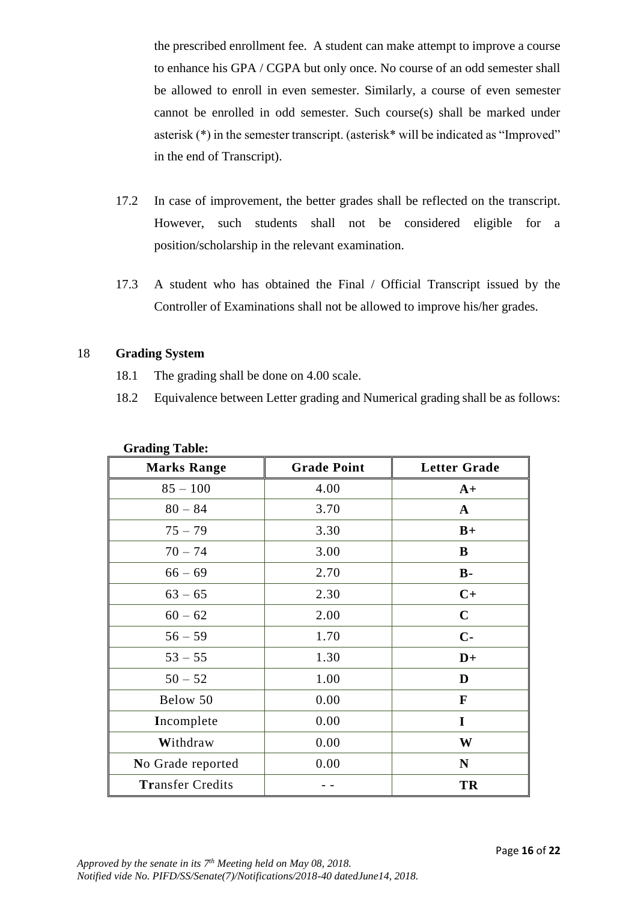the prescribed enrollment fee. A student can make attempt to improve a course to enhance his GPA / CGPA but only once. No course of an odd semester shall be allowed to enroll in even semester. Similarly, a course of even semester cannot be enrolled in odd semester. Such course(s) shall be marked under asterisk (*) in the semester transcript. (asterisk* will be indicated as "Improved" in the end of Transcript).

17.2 In case of improvement, the better grades shall be reflected on the transcript. However, such students shall not be considered eligible for a position/scholarship in the relevant examination.

17.3 A student who has obtained the Final / Official Transcript issued by the Controller of Examinations shall not be allowed to improve his/her grades.

## 18 Grading System

18.1 The grading shall be done on 4.00 scale.

18.2 Equivalence between Letter grading and Numerical grading shall be as follows:

**Grading Table:**

| Marks Range | Grade Point | Letter Grade |
|---|---|---|
| 85 – 100 | 4.00 | **A+** |
| 80 – 84 | 3.70 | **A** |
| 75 – 79 | 3.30 | **B+** |
| 70 – 74 | 3.00 | **B** |
| 66 – 69 | 2.70 | **B-** |
| 63 – 65 | 2.30 | **C+** |
| 60 – 62 | 2.00 | **C** |
| 56 – 59 | 1.70 | **C-** |
| 53 – 55 | 1.30 | **D+** |
| 50 – 52 | 1.00 | **D** |
| Below 50 | 0.00 | **F** |
| **I**ncomplete | 0.00 | **I** |
| **W**ithdraw | 0.00 | **W** |
| **N**o Grade reported | 0.00 | **N** |
| **Tr**ansfer Credits | - - | **TR** |

*Approved by the senate in its 7th Meeting held on May 08, 2018.*
*Notified vide No. PIFD/SS/Senate(7)/Notifications/2018-40 datedJune14, 2018.*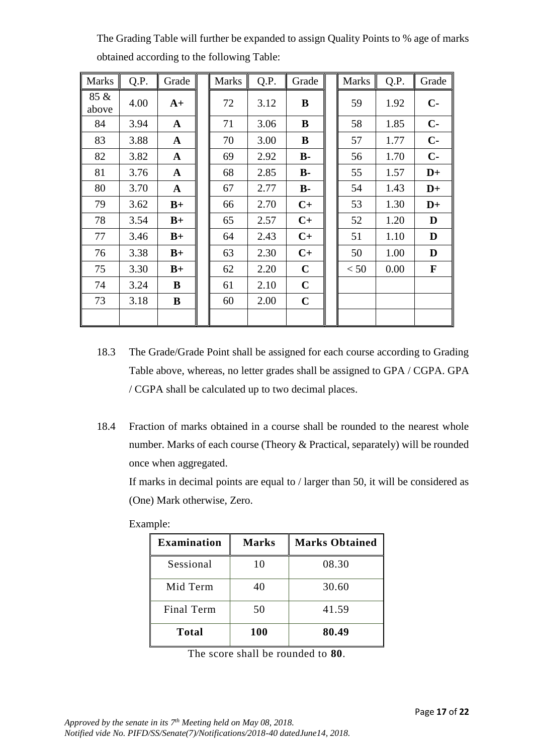The Grading Table will further be expanded to assign Quality Points to % age of marks obtained according to the following Table:

| Marks | Q.P. | Grade | | Marks | Q.P. | Grade | | Marks | Q.P. | Grade |
|---|---|---|---|---|---|---|---|---|---|---|
| 85 & above | 4.00 | **A+** | | 72 | 3.12 | **B** | | 59 | 1.92 | **C-** |
| 84 | 3.94 | **A** | | 71 | 3.06 | **B** | | 58 | 1.85 | **C-** |
| 83 | 3.88 | **A** | | 70 | 3.00 | **B** | | 57 | 1.77 | **C-** |
| 82 | 3.82 | **A** | | 69 | 2.92 | **B-** | | 56 | 1.70 | **C-** |
| 81 | 3.76 | **A** | | 68 | 2.85 | **B-** | | 55 | 1.57 | **D+** |
| 80 | 3.70 | **A** | | 67 | 2.77 | **B-** | | 54 | 1.43 | **D+** |
| 79 | 3.62 | **B+** | | 66 | 2.70 | **C+** | | 53 | 1.30 | **D+** |
| 78 | 3.54 | **B+** | | 65 | 2.57 | **C+** | | 52 | 1.20 | **D** |
| 77 | 3.46 | **B+** | | 64 | 2.43 | **C+** | | 51 | 1.10 | **D** |
| 76 | 3.38 | **B+** | | 63 | 2.30 | **C+** | | 50 | 1.00 | **D** |
| 75 | 3.30 | **B+** | | 62 | 2.20 | **C** | | < 50 | 0.00 | **F** |
| 74 | 3.24 | **B** | | 61 | 2.10 | **C** | | | | |
| 73 | 3.18 | **B** | | 60 | 2.00 | **C** | | | | |

18.3 The Grade/Grade Point shall be assigned for each course according to Grading Table above, whereas, no letter grades shall be assigned to GPA / CGPA. GPA / CGPA shall be calculated up to two decimal places.

18.4 Fraction of marks obtained in a course shall be rounded to the nearest whole number. Marks of each course (Theory & Practical, separately) will be rounded once when aggregated.

If marks in decimal points are equal to / larger than 50, it will be considered as (One) Mark otherwise, Zero.

Example:

| Examination | Marks | Marks Obtained |
|---|---|---|
| Sessional | 10 | 08.30 |
| Mid Term | 40 | 30.60 |
| Final Term | 50 | 41.59 |
| **Total** | **100** | **80.49** |

The score shall be rounded to **80**.

*Approved by the senate in its 7th Meeting held on May 08, 2018.*
*Notified vide No. PIFD/SS/Senate(7)/Notifications/2018-40 datedJune14, 2018.*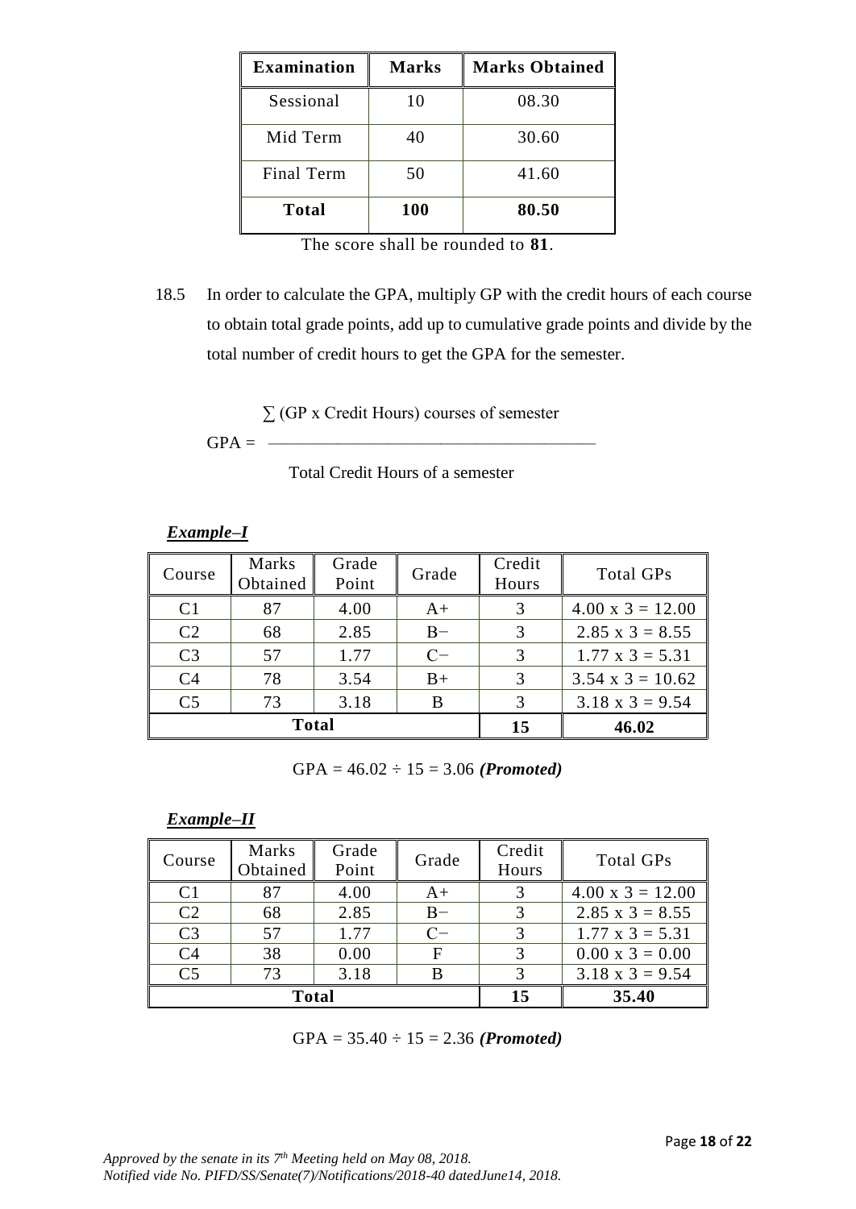| Examination | Marks | Marks Obtained |
|---|---|---|
| Sessional | 10 | 08.30 |
| Mid Term | 40 | 30.60 |
| Final Term | 50 | 41.60 |
| **Total** | **100** | **80.50** |

The score shall be rounded to **81**.

18.5 In order to calculate the GPA, multiply GP with the credit hours of each course to obtain total grade points, add up to cumulative grade points and divide by the total number of credit hours to get the GPA for the semester.

$$GPA = \frac{\sum \text{(GP x Credit Hours) courses of semester}}{\text{Total Credit Hours of a semester}}$$

***Example–I***

| Course | Marks Obtained | Grade Point | Grade | Credit Hours | Total GPs |
|---|---|---|---|---|---|
| C1 | 87 | 4.00 | A+ | 3 | 4.00 x 3 = 12.00 |
| C2 | 68 | 2.85 | B− | 3 | 2.85 x 3 = 8.55 |
| C3 | 57 | 1.77 | C− | 3 | 1.77 x 3 = 5.31 |
| C4 | 78 | 3.54 | B+ | 3 | 3.54 x 3 = 10.62 |
| C5 | 73 | 3.18 | B | 3 | 3.18 x 3 = 9.54 |
| **Total** | | | | **15** | **46.02** |

GPA = 46.02 ÷ 15 = 3.06 ***(Promoted)***

***Example–II***

| Course | Marks Obtained | Grade Point | Grade | Credit Hours | Total GPs |
|---|---|---|---|---|---|
| C1 | 87 | 4.00 | A+ | 3 | 4.00 x 3 = 12.00 |
| C2 | 68 | 2.85 | B− | 3 | 2.85 x 3 = 8.55 |
| C3 | 57 | 1.77 | C− | 3 | 1.77 x 3 = 5.31 |
| C4 | 38 | 0.00 | F | 3 | 0.00 x 3 = 0.00 |
| C5 | 73 | 3.18 | B | 3 | 3.18 x 3 = 9.54 |
| **Total** | | | | **15** | **35.40** |

GPA = 35.40 ÷ 15 = 2.36 ***(Promoted)***

*Approved by the senate in its 7th Meeting held on May 08, 2018.*
*Notified vide No. PIFD/SS/Senate(7)/Notifications/2018-40 datedJune14, 2018.*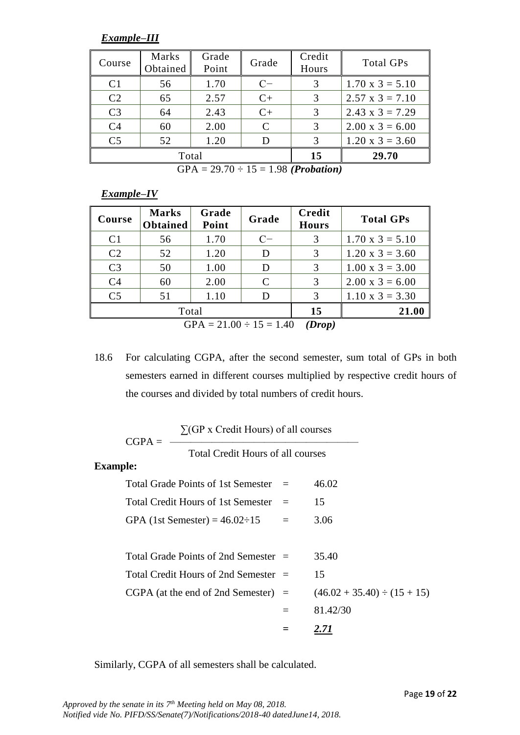***Example–III***

| Course | Marks Obtained | Grade Point | Grade | Credit Hours | Total GPs |
|---|---|---|---|---|---|
| C1 | 56 | 1.70 | C− | 3 | 1.70 x 3 = 5.10 |
| C2 | 65 | 2.57 | C+ | 3 | 2.57 x 3 = 7.10 |
| C3 | 64 | 2.43 | C+ | 3 | 2.43 x 3 = 7.29 |
| C4 | 60 | 2.00 | C | 3 | 2.00 x 3 = 6.00 |
| C5 | 52 | 1.20 | D | 3 | 1.20 x 3 = 3.60 |
| Total | | | | **15** | **29.70** |

GPA = 29.70 ÷ 15 = 1.98 ***(Probation)***

***Example–IV***

| **Course** | **Marks Obtained** | **Grade Point** | **Grade** | **Credit Hours** | **Total GPs** |
|---|---|---|---|---|---|
| C1 | 56 | 1.70 | C− | 3 | 1.70 x 3 = 5.10 |
| C2 | 52 | 1.20 | D | 3 | 1.20 x 3 = 3.60 |
| C3 | 50 | 1.00 | D | 3 | 1.00 x 3 = 3.00 |
| C4 | 60 | 2.00 | C | 3 | 2.00 x 3 = 6.00 |
| C5 | 51 | 1.10 | D | 3 | 1.10 x 3 = 3.30 |
| Total | | | | **15** | **21.00** |

GPA = 21.00 ÷ 15 = 1.40 ***(Drop)***

18.6 For calculating CGPA, after the second semester, sum total of GPs in both semesters earned in different courses multiplied by respective credit hours of the courses and divided by total numbers of credit hours.

$$\text{CGPA} = \frac{\sum(\text{GP x Credit Hours}) \text{ of all courses}}{\text{Total Credit Hours of all courses}}$$

**Example:**

| | | |
|---|---|---|
| Total Grade Points of 1st Semester | = | 46.02 |
| Total Credit Hours of 1st Semester | = | 15 |
| GPA (1st Semester) = 46.02÷15 | = | 3.06 |
| | | |
| Total Grade Points of 2nd Semester | = | 35.40 |
| Total Credit Hours of 2nd Semester | = | 15 |
| CGPA (at the end of 2nd Semester) | = | (46.02 + 35.40) ÷ (15 + 15) |
| | = | 81.42/30 |
| | **=** | ***2.71*** |

Similarly, CGPA of all semesters shall be calculated.

*Approved by the senate in its 7th Meeting held on May 08, 2018.*
*Notified vide No. PIFD/SS/Senate(7)/Notifications/2018-40 datedJune14, 2018.*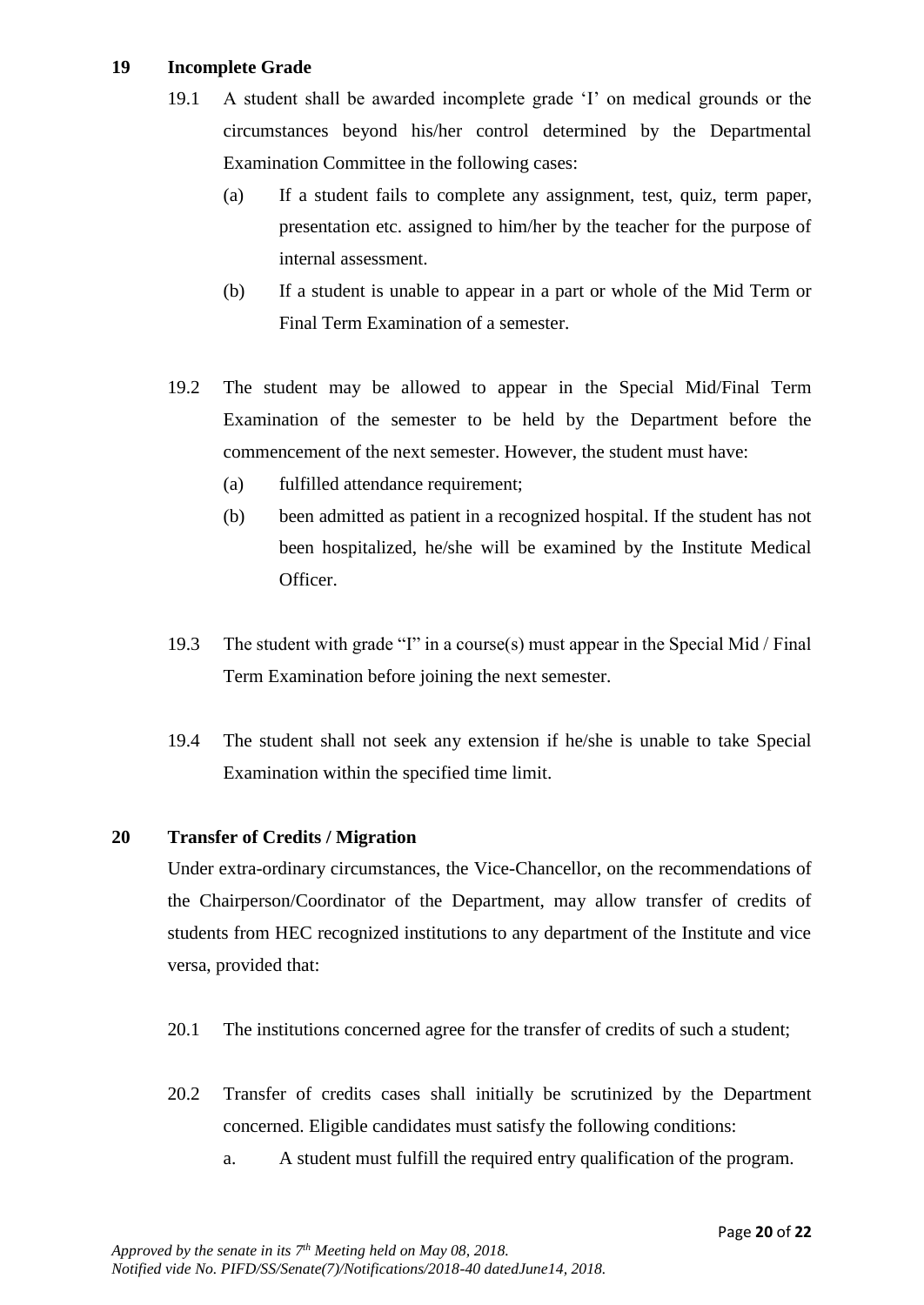## 19 Incomplete Grade

19.1 A student shall be awarded incomplete grade 'I' on medical grounds or the circumstances beyond his/her control determined by the Departmental Examination Committee in the following cases:

- (a) If a student fails to complete any assignment, test, quiz, term paper, presentation etc. assigned to him/her by the teacher for the purpose of internal assessment.
- (b) If a student is unable to appear in a part or whole of the Mid Term or Final Term Examination of a semester.

19.2 The student may be allowed to appear in the Special Mid/Final Term Examination of the semester to be held by the Department before the commencement of the next semester. However, the student must have:

- (a) fulfilled attendance requirement;
- (b) been admitted as patient in a recognized hospital. If the student has not been hospitalized, he/she will be examined by the Institute Medical Officer.

19.3 The student with grade "I" in a course(s) must appear in the Special Mid / Final Term Examination before joining the next semester.

19.4 The student shall not seek any extension if he/she is unable to take Special Examination within the specified time limit.

## 20 Transfer of Credits / Migration

Under extra-ordinary circumstances, the Vice-Chancellor, on the recommendations of the Chairperson/Coordinator of the Department, may allow transfer of credits of students from HEC recognized institutions to any department of the Institute and vice versa, provided that:

20.1 The institutions concerned agree for the transfer of credits of such a student;

20.2 Transfer of credits cases shall initially be scrutinized by the Department concerned. Eligible candidates must satisfy the following conditions:

- a. A student must fulfill the required entry qualification of the program.

*Approved by the senate in its 7th Meeting held on May 08, 2018.*
*Notified vide No. PIFD/SS/Senate(7)/Notifications/2018-40 datedJune14, 2018.*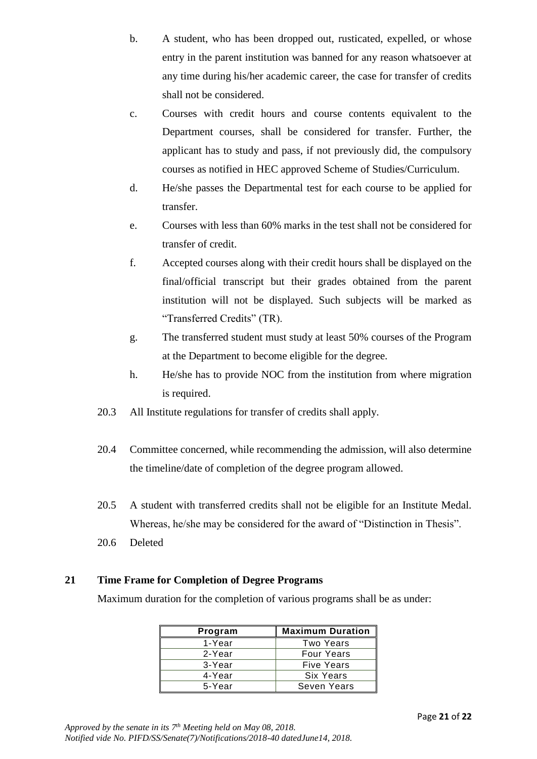b. A student, who has been dropped out, rusticated, expelled, or whose entry in the parent institution was banned for any reason whatsoever at any time during his/her academic career, the case for transfer of credits shall not be considered.

c. Courses with credit hours and course contents equivalent to the Department courses, shall be considered for transfer. Further, the applicant has to study and pass, if not previously did, the compulsory courses as notified in HEC approved Scheme of Studies/Curriculum.

d. He/she passes the Departmental test for each course to be applied for transfer.

e. Courses with less than 60% marks in the test shall not be considered for transfer of credit.

f. Accepted courses along with their credit hours shall be displayed on the final/official transcript but their grades obtained from the parent institution will not be displayed. Such subjects will be marked as "Transferred Credits" (TR).

g. The transferred student must study at least 50% courses of the Program at the Department to become eligible for the degree.

h. He/she has to provide NOC from the institution from where migration is required.

20.3 All Institute regulations for transfer of credits shall apply.

20.4 Committee concerned, while recommending the admission, will also determine the timeline/date of completion of the degree program allowed.

20.5 A student with transferred credits shall not be eligible for an Institute Medal. Whereas, he/she may be considered for the award of "Distinction in Thesis".

20.6 Deleted

## 21 Time Frame for Completion of Degree Programs

Maximum duration for the completion of various programs shall be as under:

| Program | Maximum Duration |
|---|---|
| 1-Year | Two Years |
| 2-Year | Four Years |
| 3-Year | Five Years |
| 4-Year | Six Years |
| 5-Year | Seven Years |

*Approved by the senate in its 7th Meeting held on May 08, 2018.*
*Notified vide No. PIFD/SS/Senate(7)/Notifications/2018-40 datedJune14, 2018.*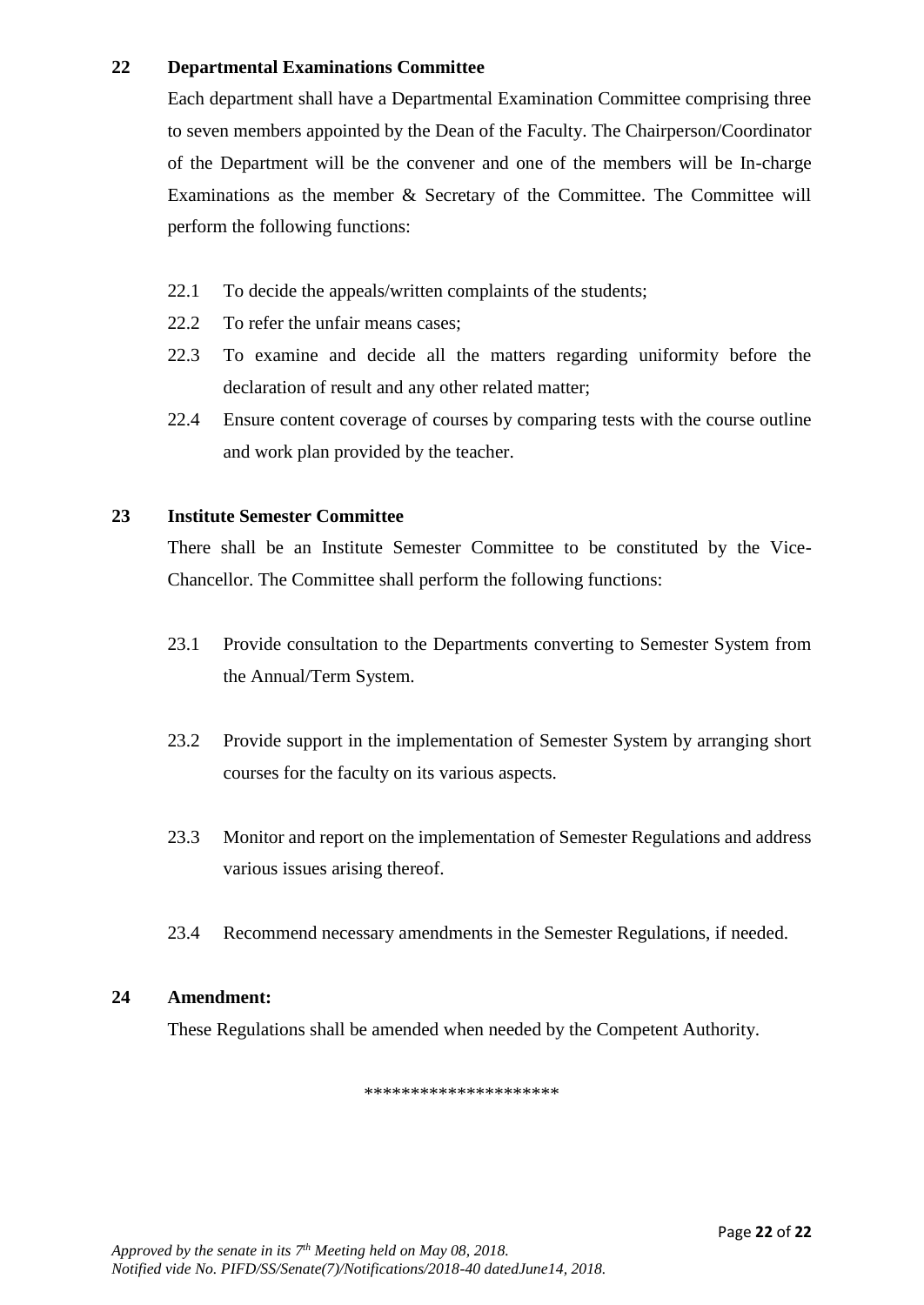**22 Departmental Examinations Committee**

Each department shall have a Departmental Examination Committee comprising three to seven members appointed by the Dean of the Faculty. The Chairperson/Coordinator of the Department will be the convener and one of the members will be In-charge Examinations as the member & Secretary of the Committee. The Committee will perform the following functions:

22.1 To decide the appeals/written complaints of the students;

22.2 To refer the unfair means cases;

22.3 To examine and decide all the matters regarding uniformity before the declaration of result and any other related matter;

22.4 Ensure content coverage of courses by comparing tests with the course outline and work plan provided by the teacher.

**23 Institute Semester Committee**

There shall be an Institute Semester Committee to be constituted by the Vice-Chancellor. The Committee shall perform the following functions:

23.1 Provide consultation to the Departments converting to Semester System from the Annual/Term System.

23.2 Provide support in the implementation of Semester System by arranging short courses for the faculty on its various aspects.

23.3 Monitor and report on the implementation of Semester Regulations and address various issues arising thereof.

23.4 Recommend necessary amendments in the Semester Regulations, if needed.

**24 Amendment:**

These Regulations shall be amended when needed by the Competent Authority.

********************

*Approved by the senate in its 7th Meeting held on May 08, 2018.*
*Notified vide No. PIFD/SS/Senate(7)/Notifications/2018-40 datedJune14, 2018.*